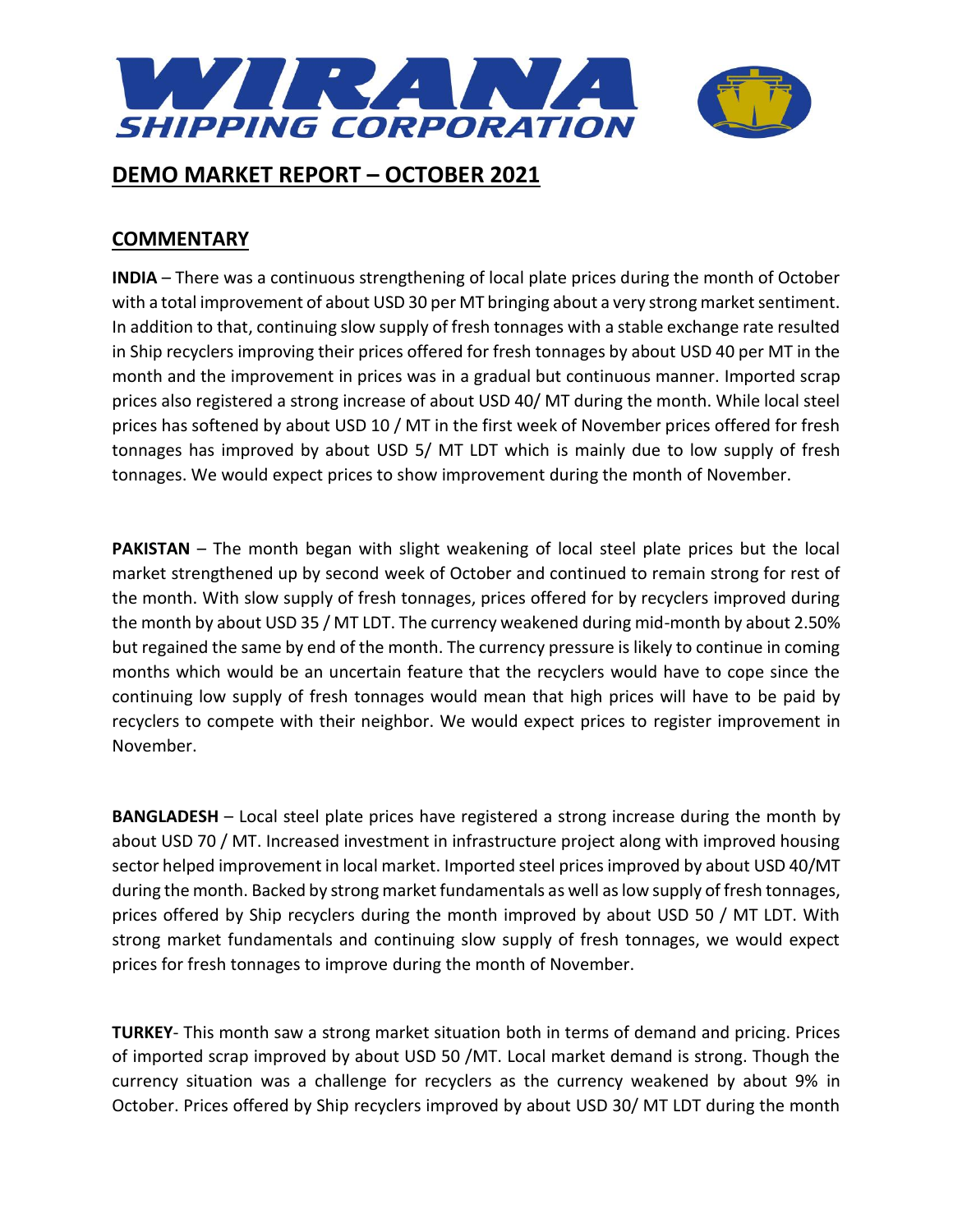# WIRANA SHIPPING CORPORATION

## DEMO MARKET REPORT – OCTOBER 2021

## COMMENTARY

**INDIA** – There was a continuous strengthening of local plate prices during the month of October with a total improvement of about USD 30 per MT bringing about a very strong market sentiment. In addition to that, continuing slow supply of fresh tonnages with a stable exchange rate resulted in Ship recyclers improving their prices offered for fresh tonnages by about USD 40 per MT in the month and the improvement in prices was in a gradual but continuous manner. Imported scrap prices also registered a strong increase of about USD 40/ MT during the month. While local steel prices has softened by about USD 10 / MT in the first week of November prices offered for fresh tonnages has improved by about USD 5/ MT LDT which is mainly due to low supply of fresh tonnages. We would expect prices to show improvement during the month of November.

**PAKISTAN** – The month began with slight weakening of local steel plate prices but the local market strengthened up by second week of October and continued to remain strong for rest of the month. With slow supply of fresh tonnages, prices offered for by recyclers improved during the month by about USD 35 / MT LDT. The currency weakened during mid-month by about 2.50% but regained the same by end of the month. The currency pressure is likely to continue in coming months which would be an uncertain feature that the recyclers would have to cope since the continuing low supply of fresh tonnages would mean that high prices will have to be paid by recyclers to compete with their neighbor. We would expect prices to register improvement in November.

**BANGLADESH** – Local steel plate prices have registered a strong increase during the month by about USD 70 / MT. Increased investment in infrastructure project along with improved housing sector helped improvement in local market. Imported steel prices improved by about USD 40/MT during the month. Backed by strong market fundamentals as well as low supply of fresh tonnages, prices offered by Ship recyclers during the month improved by about USD 50 / MT LDT. With strong market fundamentals and continuing slow supply of fresh tonnages, we would expect prices for fresh tonnages to improve during the month of November.

**TURKEY**- This month saw a strong market situation both in terms of demand and pricing. Prices of imported scrap improved by about USD 50 /MT. Local market demand is strong. Though the currency situation was a challenge for recyclers as the currency weakened by about 9% in October. Prices offered by Ship recyclers improved by about USD 30/ MT LDT during the month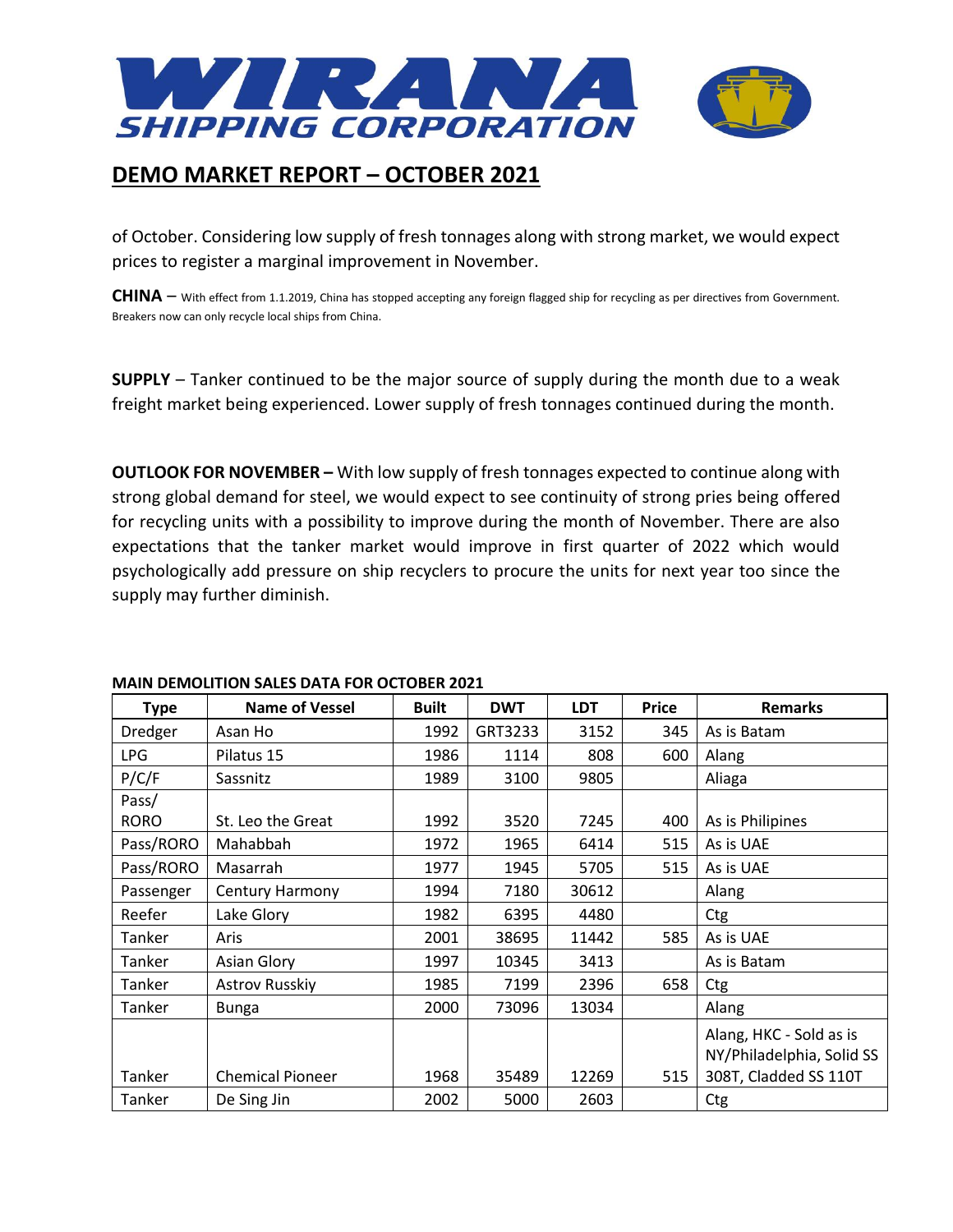# WIRANA SHIPPING CORPORATION

## DEMO MARKET REPORT – OCTOBER 2021

of October. Considering low supply of fresh tonnages along with strong market, we would expect prices to register a marginal improvement in November.

**CHINA** – With effect from 1.1.2019, China has stopped accepting any foreign flagged ship for recycling as per directives from Government. Breakers now can only recycle local ships from China.

**SUPPLY** – Tanker continued to be the major source of supply during the month due to a weak freight market being experienced. Lower supply of fresh tonnages continued during the month.

**OUTLOOK FOR NOVEMBER –** With low supply of fresh tonnages expected to continue along with strong global demand for steel, we would expect to see continuity of strong pries being offered for recycling units with a possibility to improve during the month of November. There are also expectations that the tanker market would improve in first quarter of 2022 which would psychologically add pressure on ship recyclers to procure the units for next year too since the supply may further diminish.

**MAIN DEMOLITION SALES DATA FOR OCTOBER 2021**

| Type | Name of Vessel | Built | DWT | LDT | Price | Remarks |
|---|---|---|---|---|---|---|
| Dredger | Asan Ho | 1992 | GRT3233 | 3152 | 345 | As is Batam |
| LPG | Pilatus 15 | 1986 | 1114 | 808 | 600 | Alang |
| P/C/F | Sassnitz | 1989 | 3100 | 9805 | | Aliaga |
| Pass/ RORO | St. Leo the Great | 1992 | 3520 | 7245 | 400 | As is Philipines |
| Pass/RORO | Mahabbah | 1972 | 1965 | 6414 | 515 | As is UAE |
| Pass/RORO | Masarrah | 1977 | 1945 | 5705 | 515 | As is UAE |
| Passenger | Century Harmony | 1994 | 7180 | 30612 | | Alang |
| Reefer | Lake Glory | 1982 | 6395 | 4480 | | Ctg |
| Tanker | Aris | 2001 | 38695 | 11442 | 585 | As is UAE |
| Tanker | Asian Glory | 1997 | 10345 | 3413 | | As is Batam |
| Tanker | Astrov Russkiy | 1985 | 7199 | 2396 | 658 | Ctg |
| Tanker | Bunga | 2000 | 73096 | 13034 | | Alang |
| Tanker | Chemical Pioneer | 1968 | 35489 | 12269 | 515 | Alang, HKC - Sold as is NY/Philadelphia, Solid SS 308T, Cladded SS 110T |
| Tanker | De Sing Jin | 2002 | 5000 | 2603 | | Ctg |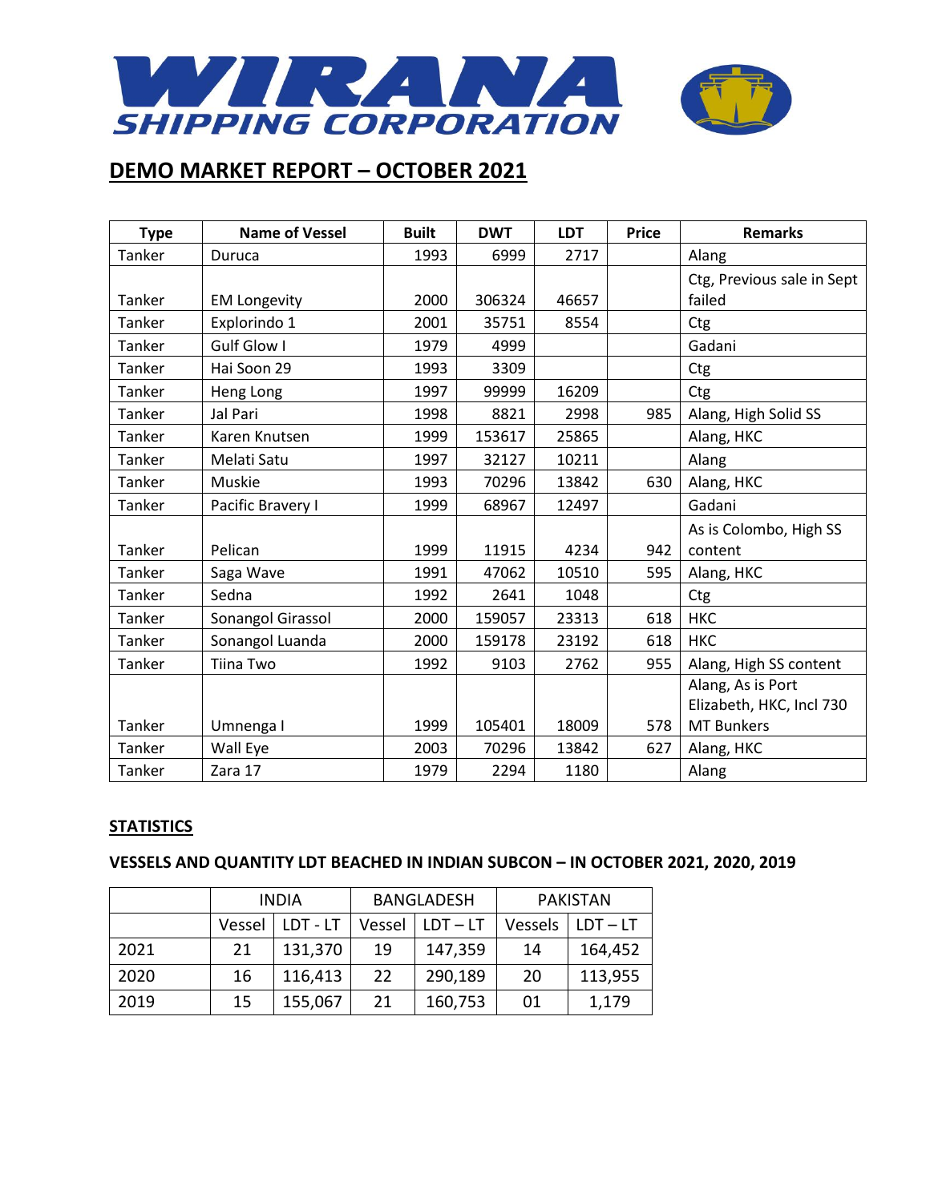# WIRANA SHIPPING CORPORATION

## DEMO MARKET REPORT – OCTOBER 2021

| Type | Name of Vessel | Built | DWT | LDT | Price | Remarks |
|---|---|---|---|---|---|---|
| Tanker | Duruca | 1993 | 6999 | 2717 | | Alang |
| Tanker | EM Longevity | 2000 | 306324 | 46657 | | Ctg, Previous sale in Sept failed |
| Tanker | Explorindo 1 | 2001 | 35751 | 8554 | | Ctg |
| Tanker | Gulf Glow I | 1979 | 4999 | | | Gadani |
| Tanker | Hai Soon 29 | 1993 | 3309 | | | Ctg |
| Tanker | Heng Long | 1997 | 99999 | 16209 | | Ctg |
| Tanker | Jal Pari | 1998 | 8821 | 2998 | 985 | Alang, High Solid SS |
| Tanker | Karen Knutsen | 1999 | 153617 | 25865 | | Alang, HKC |
| Tanker | Melati Satu | 1997 | 32127 | 10211 | | Alang |
| Tanker | Muskie | 1993 | 70296 | 13842 | 630 | Alang, HKC |
| Tanker | Pacific Bravery I | 1999 | 68967 | 12497 | | Gadani |
| Tanker | Pelican | 1999 | 11915 | 4234 | 942 | As is Colombo, High SS content |
| Tanker | Saga Wave | 1991 | 47062 | 10510 | 595 | Alang, HKC |
| Tanker | Sedna | 1992 | 2641 | 1048 | | Ctg |
| Tanker | Sonangol Girassol | 2000 | 159057 | 23313 | 618 | HKC |
| Tanker | Sonangol Luanda | 2000 | 159178 | 23192 | 618 | HKC |
| Tanker | Tiina Two | 1992 | 9103 | 2762 | 955 | Alang, High SS content |
| Tanker | Umnenga I | 1999 | 105401 | 18009 | 578 | Alang, As is Port Elizabeth, HKC, Incl 730 MT Bunkers |
| Tanker | Wall Eye | 2003 | 70296 | 13842 | 627 | Alang, HKC |
| Tanker | Zara 17 | 1979 | 2294 | 1180 | | Alang |

**STATISTICS**

**VESSELS AND QUANTITY LDT BEACHED IN INDIAN SUBCON – IN OCTOBER 2021, 2020, 2019**

| | INDIA | | BANGLADESH | | PAKISTAN | |
|---|---|---|---|---|---|---|
| | Vessel | LDT - LT | Vessel | LDT – LT | Vessels | LDT – LT |
| 2021 | 21 | 131,370 | 19 | 147,359 | 14 | 164,452 |
| 2020 | 16 | 116,413 | 22 | 290,189 | 20 | 113,955 |
| 2019 | 15 | 155,067 | 21 | 160,753 | 01 | 1,179 |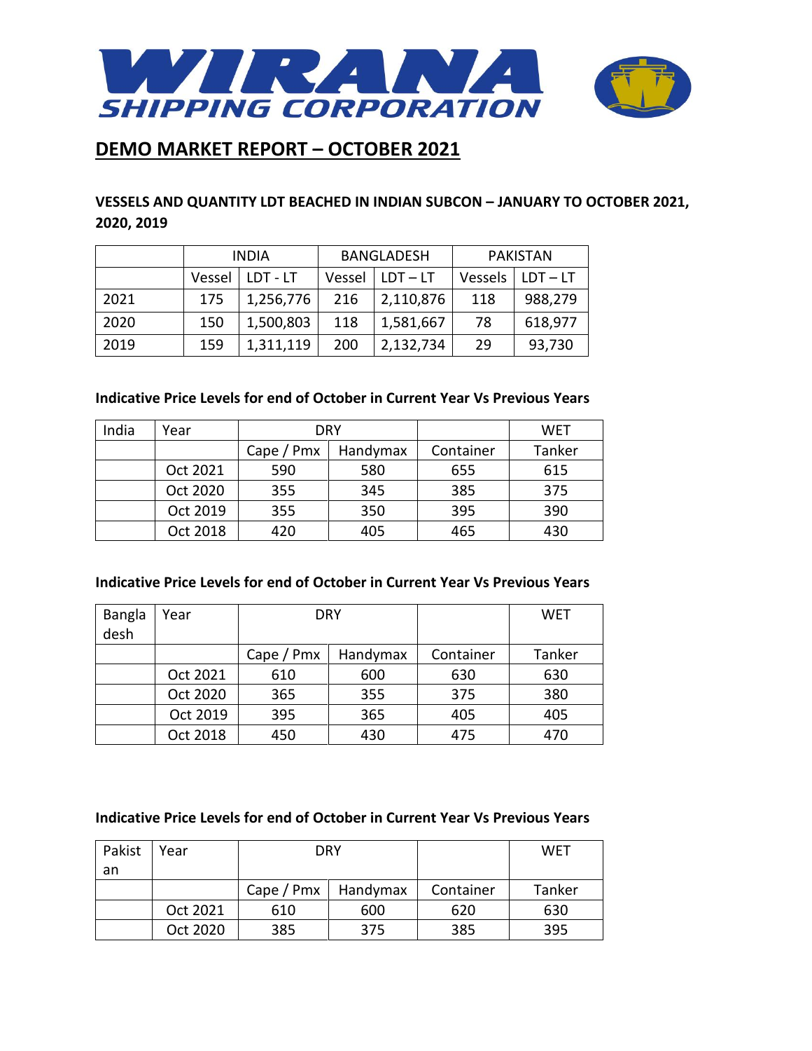# WIRANA SHIPPING CORPORATION

## DEMO MARKET REPORT – OCTOBER 2021

### VESSELS AND QUANTITY LDT BEACHED IN INDIAN SUBCON – JANUARY TO OCTOBER 2021, 2020, 2019

| | INDIA | | BANGLADESH | | PAKISTAN | |
|---|---|---|---|---|---|---|
| | Vessel | LDT - LT | Vessel | LDT – LT | Vessels | LDT – LT |
| 2021 | 175 | 1,256,776 | 216 | 2,110,876 | 118 | 988,279 |
| 2020 | 150 | 1,500,803 | 118 | 1,581,667 | 78 | 618,977 |
| 2019 | 159 | 1,311,119 | 200 | 2,132,734 | 29 | 93,730 |

**Indicative Price Levels for end of October in Current Year Vs Previous Years**

| India | Year | DRY | | | WET |
|---|---|---|---|---|---|
| | | Cape / Pmx | Handymax | Container | Tanker |
| | Oct 2021 | 590 | 580 | 655 | 615 |
| | Oct 2020 | 355 | 345 | 385 | 375 |
| | Oct 2019 | 355 | 350 | 395 | 390 |
| | Oct 2018 | 420 | 405 | 465 | 430 |

**Indicative Price Levels for end of October in Current Year Vs Previous Years**

| Bangladesh | Year | DRY | | | WET |
|---|---|---|---|---|---|
| | | Cape / Pmx | Handymax | Container | Tanker |
| | Oct 2021 | 610 | 600 | 630 | 630 |
| | Oct 2020 | 365 | 355 | 375 | 380 |
| | Oct 2019 | 395 | 365 | 405 | 405 |
| | Oct 2018 | 450 | 430 | 475 | 470 |

**Indicative Price Levels for end of October in Current Year Vs Previous Years**

| Pakistan | Year | DRY | | | WET |
|---|---|---|---|---|---|
| | | Cape / Pmx | Handymax | Container | Tanker |
| | Oct 2021 | 610 | 600 | 620 | 630 |
| | Oct 2020 | 385 | 375 | 385 | 395 |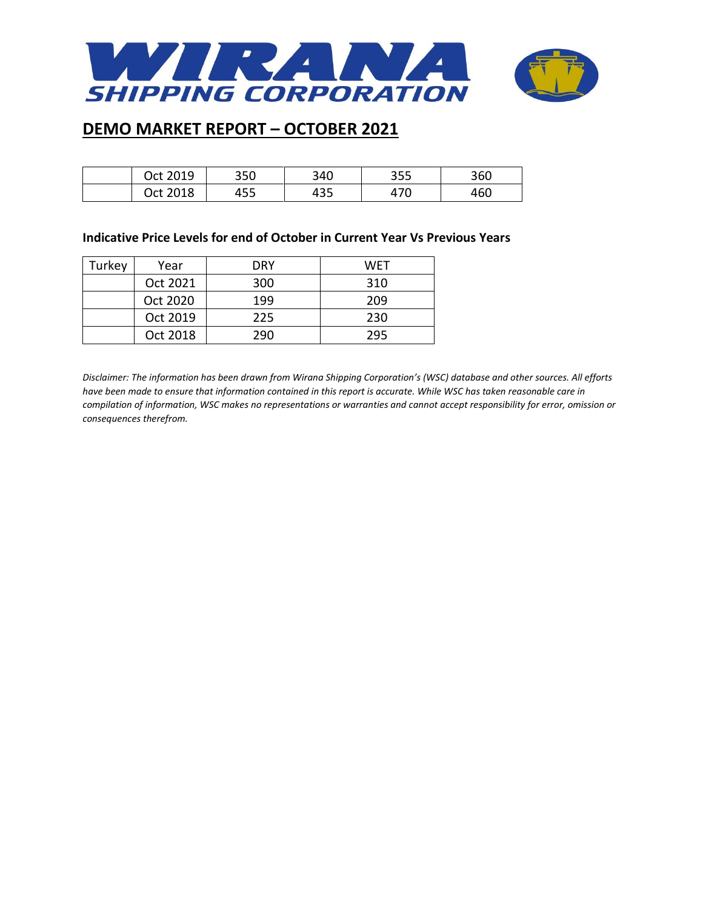**WIRANA SHIPPING CORPORATION**

## DEMO MARKET REPORT – OCTOBER 2021

| | | | | | |
|---|---|---|---|---|---|
| | Oct 2019 | 350 | 340 | 355 | 360 |
| | Oct 2018 | 455 | 435 | 470 | 460 |

**Indicative Price Levels for end of October in Current Year Vs Previous Years**

| Turkey | Year | DRY | WET |
|---|---|---|---|
| | Oct 2021 | 300 | 310 |
| | Oct 2020 | 199 | 209 |
| | Oct 2019 | 225 | 230 |
| | Oct 2018 | 290 | 295 |

*Disclaimer: The information has been drawn from Wirana Shipping Corporation's (WSC) database and other sources. All efforts have been made to ensure that information contained in this report is accurate. While WSC has taken reasonable care in compilation of information, WSC makes no representations or warranties and cannot accept responsibility for error, omission or consequences therefrom.*